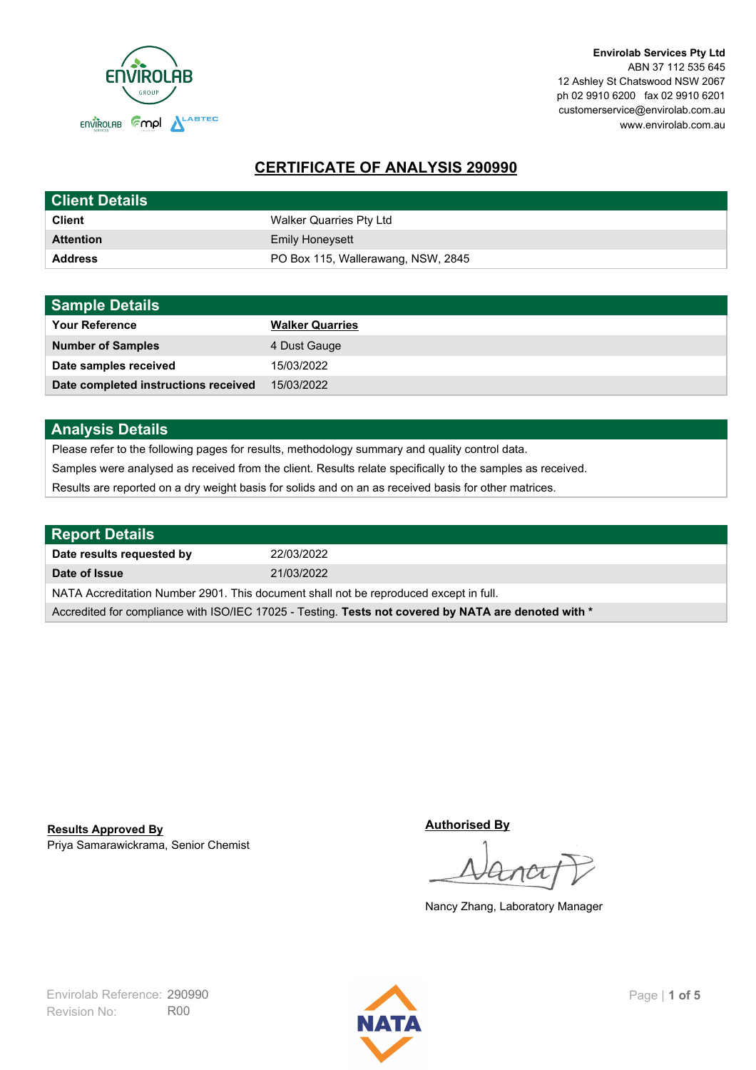**Envirolab Services Pty Ltd**
ABN 37 112 535 645
12 Ashley St Chatswood NSW 2067
ph 02 9910 6200 fax 02 9910 6201
customerservice@envirolab.com.au
www.envirolab.com.au

# CERTIFICATE OF ANALYSIS 290990

## Client Details

| | |
|---|---|
| **Client** | Walker Quarries Pty Ltd |
| **Attention** | Emily Honeysett |
| **Address** | PO Box 115, Wallerawang, NSW, 2845 |

## Sample Details

| | |
|---|---|
| **Your Reference** | **Walker Quarries** |
| **Number of Samples** | 4 Dust Gauge |
| **Date samples received** | 15/03/2022 |
| **Date completed instructions received** | 15/03/2022 |

## Analysis Details

Please refer to the following pages for results, methodology summary and quality control data.

Samples were analysed as received from the client. Results relate specifically to the samples as received.

Results are reported on a dry weight basis for solids and on an as received basis for other matrices.

## Report Details

| | |
|---|---|
| **Date results requested by** | 22/03/2022 |
| **Date of Issue** | 21/03/2022 |

NATA Accreditation Number 2901. This document shall not be reproduced except in full.

Accredited for compliance with ISO/IEC 17025 - Testing. **Tests not covered by NATA are denoted with ***

**Results Approved By**
Priya Samarawickrama, Senior Chemist

**Authorised By**
Nancy Zhang, Laboratory Manager

Envirolab Reference: 290990
Revision No: R00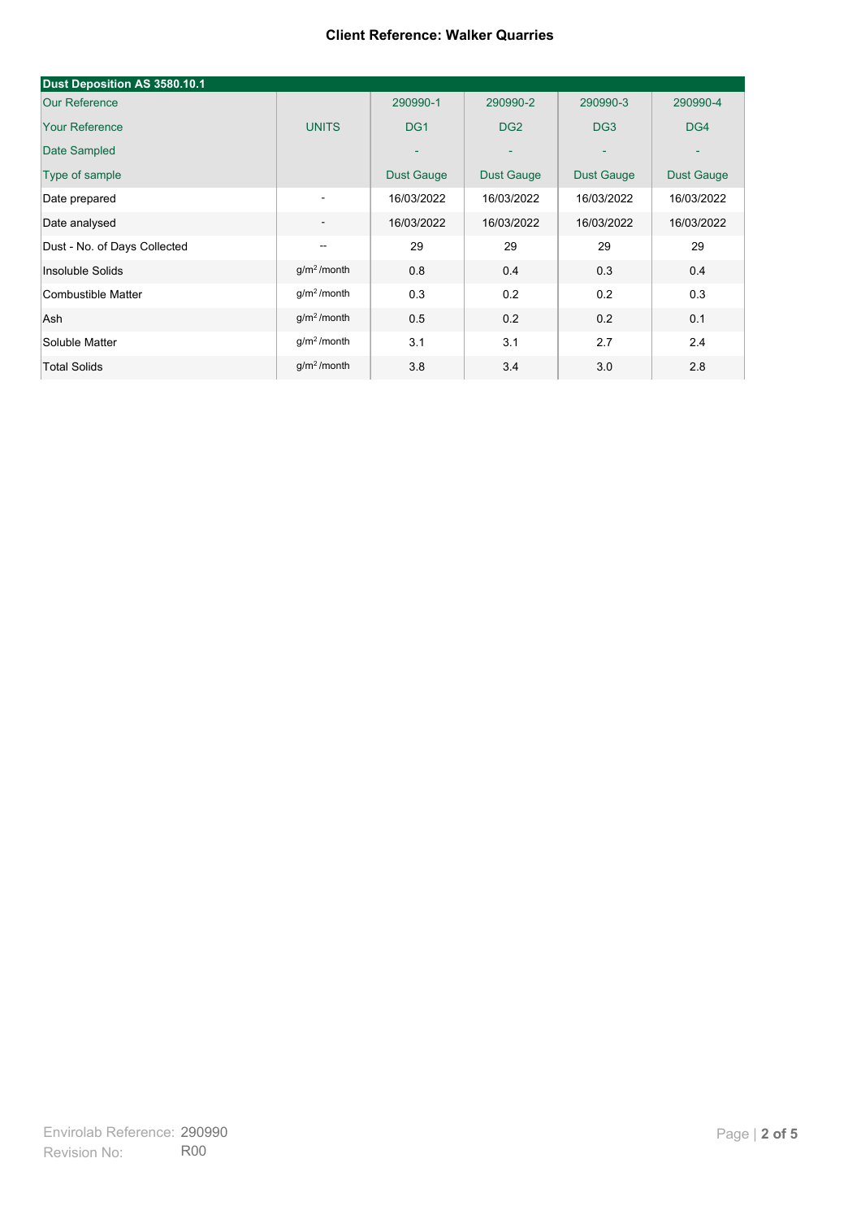**Client Reference: Walker Quarries**

| Dust Deposition AS 3580.10.1 | | | | | |
|---|---|---|---|---|---|
| Our Reference | | 290990-1 | 290990-2 | 290990-3 | 290990-4 |
| Your Reference | UNITS | DG1 | DG2 | DG3 | DG4 |
| Date Sampled | | - | - | - | - |
| Type of sample | | Dust Gauge | Dust Gauge | Dust Gauge | Dust Gauge |
| Date prepared | - | 16/03/2022 | 16/03/2022 | 16/03/2022 | 16/03/2022 |
| Date analysed | - | 16/03/2022 | 16/03/2022 | 16/03/2022 | 16/03/2022 |
| Dust - No. of Days Collected | -- | 29 | 29 | 29 | 29 |
| Insoluble Solids | $g/m^2$/month | 0.8 | 0.4 | 0.3 | 0.4 |
| Combustible Matter | $g/m^2$/month | 0.3 | 0.2 | 0.2 | 0.3 |
| Ash | $g/m^2$/month | 0.5 | 0.2 | 0.2 | 0.1 |
| Soluble Matter | $g/m^2$/month | 3.1 | 3.1 | 2.7 | 2.4 |
| Total Solids | $g/m^2$/month | 3.8 | 3.4 | 3.0 | 2.8 |

Envirolab Reference: 290990
Revision No: R00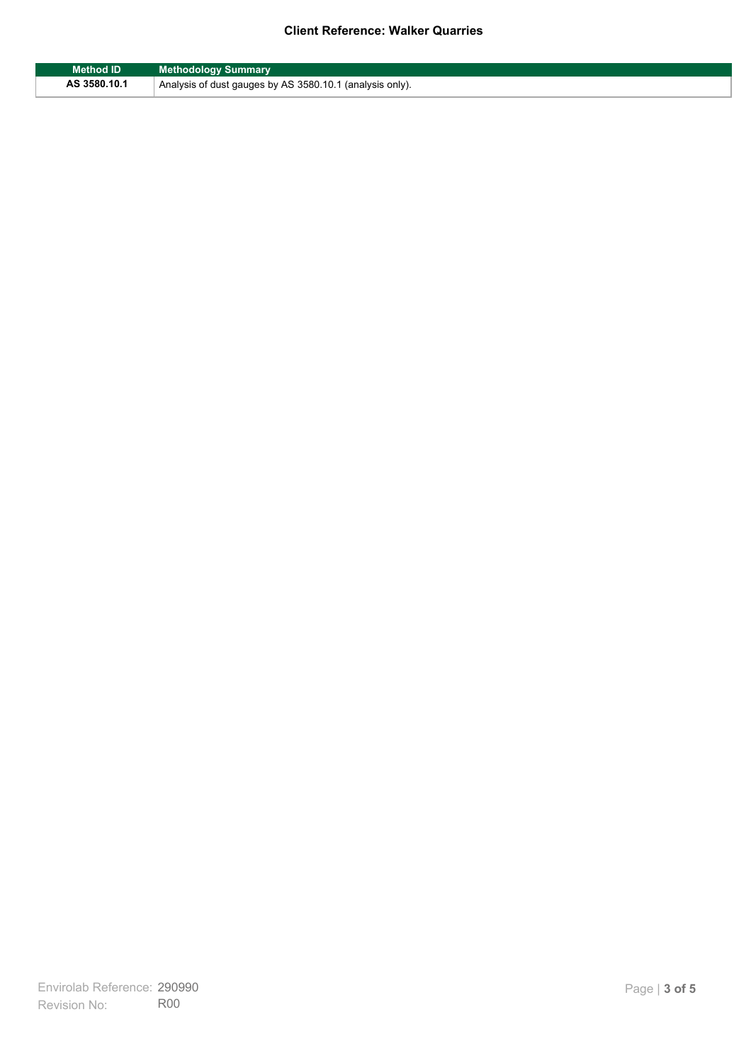**Client Reference: Walker Quarries**

| Method ID | Methodology Summary |
|---|---|
| AS 3580.10.1 | Analysis of dust gauges by AS 3580.10.1 (analysis only). |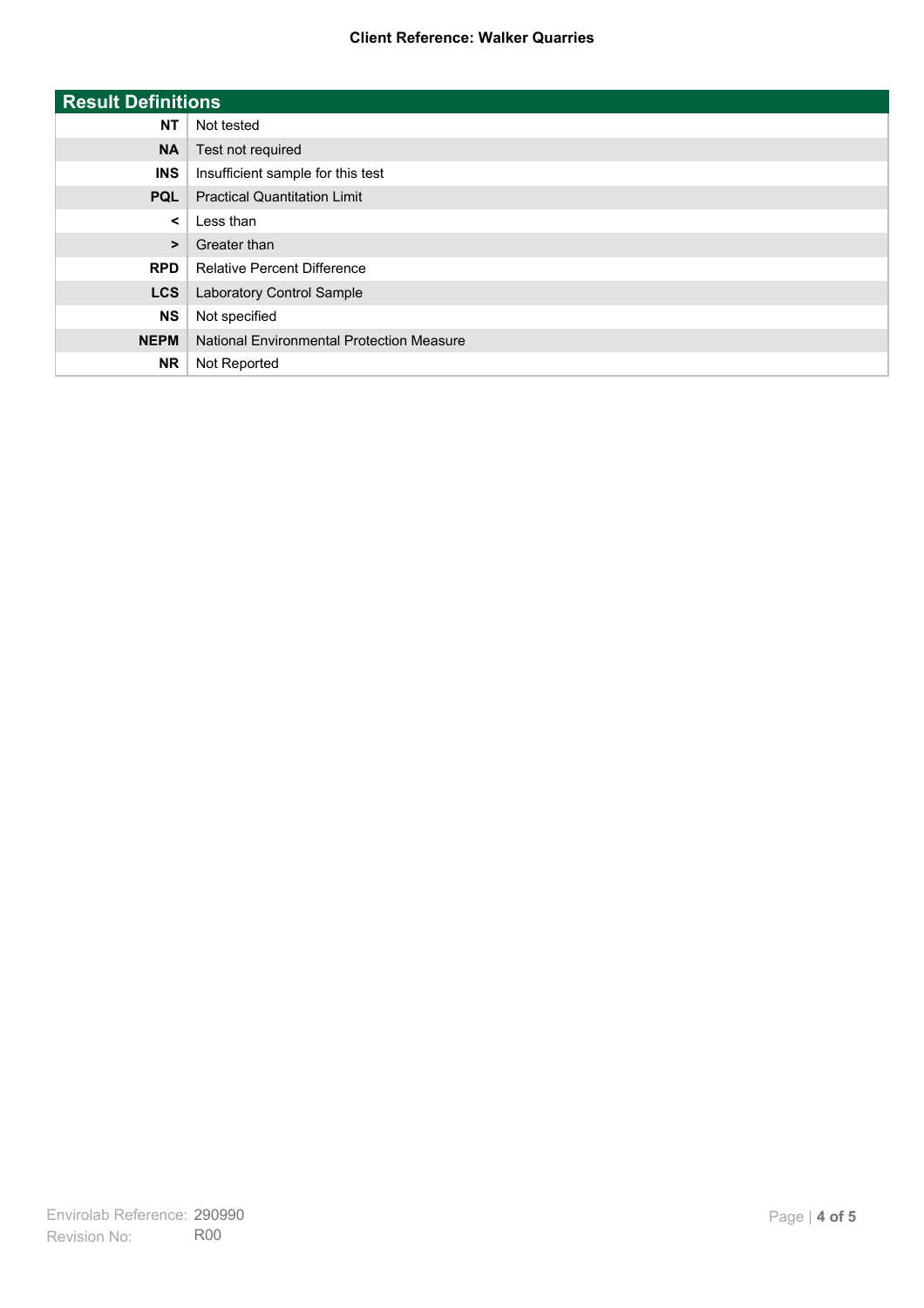## Result Definitions

| | |
|---|---|
| **NT** | Not tested |
| **NA** | Test not required |
| **INS** | Insufficient sample for this test |
| **PQL** | Practical Quantitation Limit |
| **<** | Less than |
| **>** | Greater than |
| **RPD** | Relative Percent Difference |
| **LCS** | Laboratory Control Sample |
| **NS** | Not specified |
| **NEPM** | National Environmental Protection Measure |
| **NR** | Not Reported |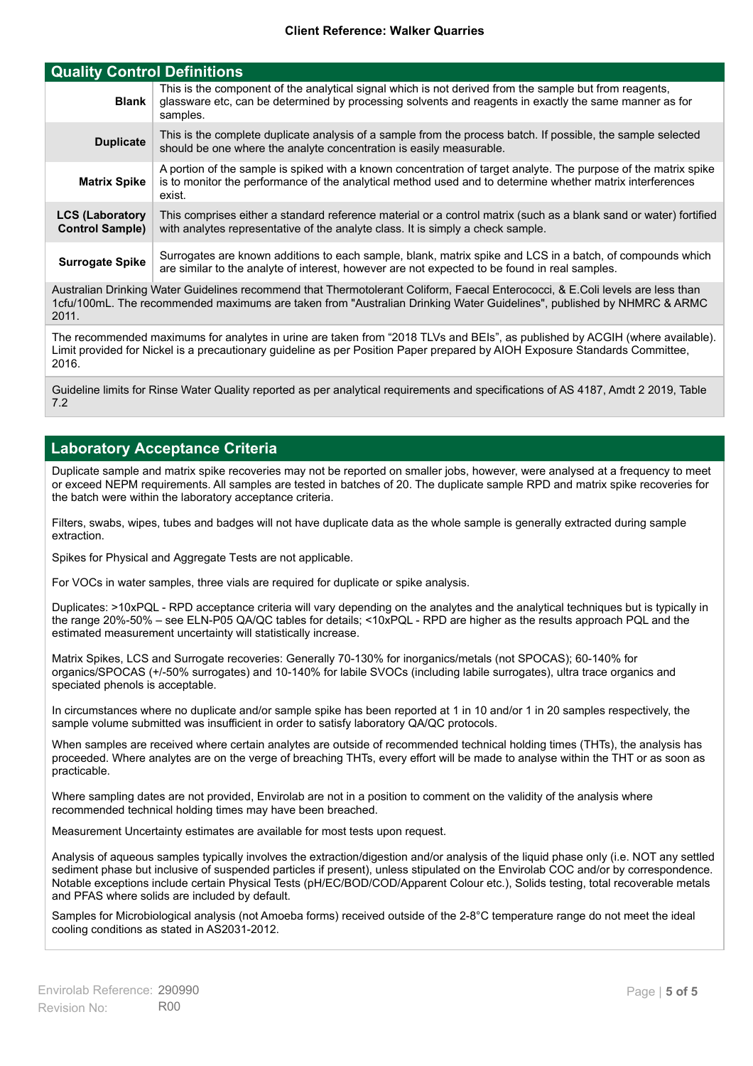## Quality Control Definitions

| | |
|---|---|
| **Blank** | This is the component of the analytical signal which is not derived from the sample but from reagents, glassware etc, can be determined by processing solvents and reagents in exactly the same manner as for samples. |
| **Duplicate** | This is the complete duplicate analysis of a sample from the process batch. If possible, the sample selected should be one where the analyte concentration is easily measurable. |
| **Matrix Spike** | A portion of the sample is spiked with a known concentration of target analyte. The purpose of the matrix spike is to monitor the performance of the analytical method used and to determine whether matrix interferences exist. |
| **LCS (Laboratory Control Sample)** | This comprises either a standard reference material or a control matrix (such as a blank sand or water) fortified with analytes representative of the analyte class. It is simply a check sample. |
| **Surrogate Spike** | Surrogates are known additions to each sample, blank, matrix spike and LCS in a batch, of compounds which are similar to the analyte of interest, however are not expected to be found in real samples. |

Australian Drinking Water Guidelines recommend that Thermotolerant Coliform, Faecal Enterococci, & E.Coli levels are less than 1cfu/100mL. The recommended maximums are taken from "Australian Drinking Water Guidelines", published by NHMRC & ARMC 2011.

The recommended maximums for analytes in urine are taken from "2018 TLVs and BEIs", as published by ACGIH (where available). Limit provided for Nickel is a precautionary guideline as per Position Paper prepared by AIOH Exposure Standards Committee, 2016.

Guideline limits for Rinse Water Quality reported as per analytical requirements and specifications of AS 4187, Amdt 2 2019, Table 7.2

## Laboratory Acceptance Criteria

Duplicate sample and matrix spike recoveries may not be reported on smaller jobs, however, were analysed at a frequency to meet or exceed NEPM requirements. All samples are tested in batches of 20. The duplicate sample RPD and matrix spike recoveries for the batch were within the laboratory acceptance criteria.

Filters, swabs, wipes, tubes and badges will not have duplicate data as the whole sample is generally extracted during sample extraction.

Spikes for Physical and Aggregate Tests are not applicable.

For VOCs in water samples, three vials are required for duplicate or spike analysis.

Duplicates: >10xPQL - RPD acceptance criteria will vary depending on the analytes and the analytical techniques but is typically in the range 20%-50% – see ELN-P05 QA/QC tables for details; <10xPQL - RPD are higher as the results approach PQL and the estimated measurement uncertainty will statistically increase.

Matrix Spikes, LCS and Surrogate recoveries: Generally 70-130% for inorganics/metals (not SPOCAS); 60-140% for organics/SPOCAS (+/-50% surrogates) and 10-140% for labile SVOCs (including labile surrogates), ultra trace organics and speciated phenols is acceptable.

In circumstances where no duplicate and/or sample spike has been reported at 1 in 10 and/or 1 in 20 samples respectively, the sample volume submitted was insufficient in order to satisfy laboratory QA/QC protocols.

When samples are received where certain analytes are outside of recommended technical holding times (THTs), the analysis has proceeded. Where analytes are on the verge of breaching THTs, every effort will be made to analyse within the THT or as soon as practicable.

Where sampling dates are not provided, Envirolab are not in a position to comment on the validity of the analysis where recommended technical holding times may have been breached.

Measurement Uncertainty estimates are available for most tests upon request.

Analysis of aqueous samples typically involves the extraction/digestion and/or analysis of the liquid phase only (i.e. NOT any settled sediment phase but inclusive of suspended particles if present), unless stipulated on the Envirolab COC and/or by correspondence. Notable exceptions include certain Physical Tests (pH/EC/BOD/COD/Apparent Colour etc.), Solids testing, total recoverable metals and PFAS where solids are included by default.

Samples for Microbiological analysis (not Amoeba forms) received outside of the 2-8°C temperature range do not meet the ideal cooling conditions as stated in AS2031-2012.